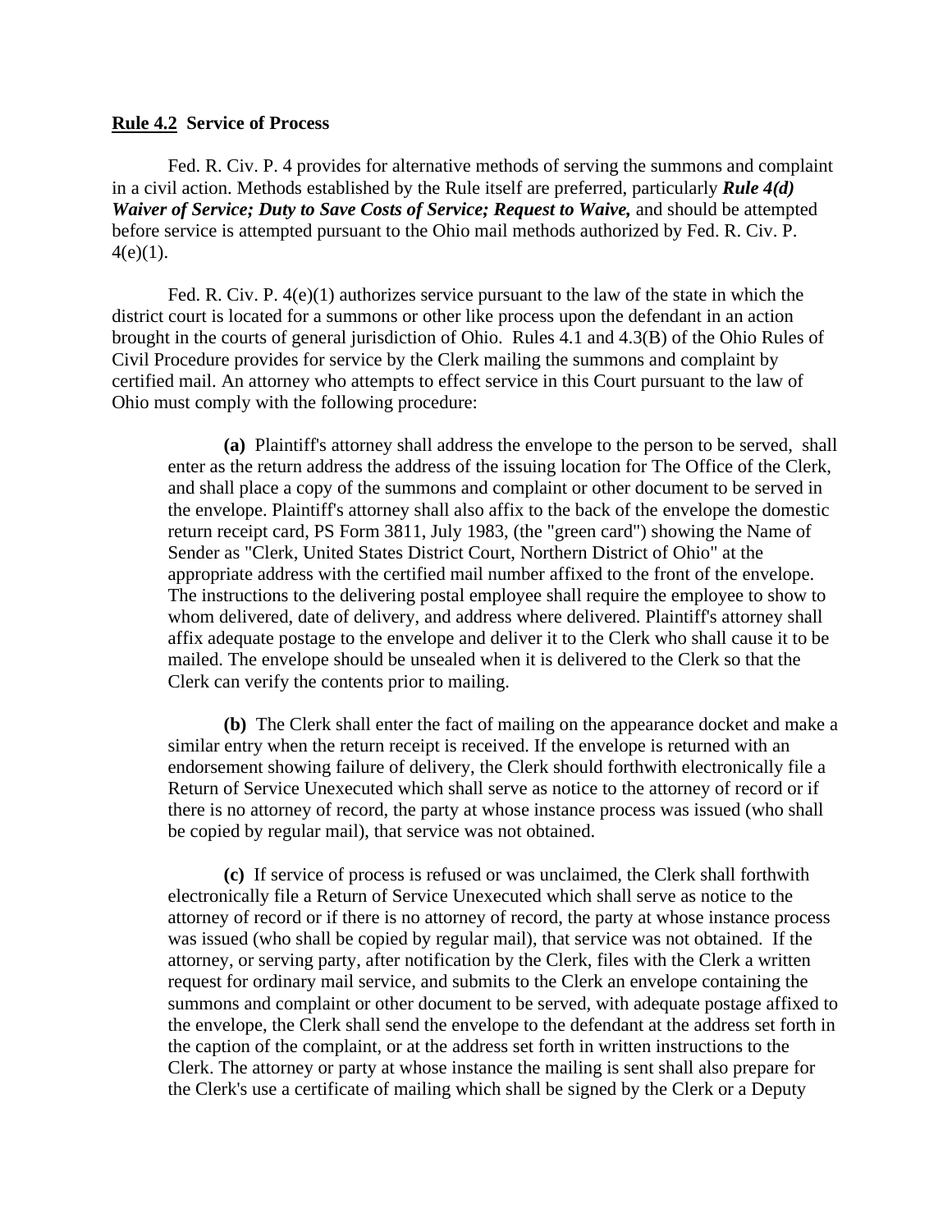**<u>Rule 4.2</u> Service of Process**

Fed. R. Civ. P. 4 provides for alternative methods of serving the summons and complaint in a civil action. Methods established by the Rule itself are preferred, particularly ***Rule 4(d) Waiver of Service; Duty to Save Costs of Service; Request to Waive,*** and should be attempted before service is attempted pursuant to the Ohio mail methods authorized by Fed. R. Civ. P. 4(e)(1).

Fed. R. Civ. P. 4(e)(1) authorizes service pursuant to the law of the state in which the district court is located for a summons or other like process upon the defendant in an action brought in the courts of general jurisdiction of Ohio. Rules 4.1 and 4.3(B) of the Ohio Rules of Civil Procedure provides for service by the Clerk mailing the summons and complaint by certified mail. An attorney who attempts to effect service in this Court pursuant to the law of Ohio must comply with the following procedure:

> **(a)** Plaintiff's attorney shall address the envelope to the person to be served, shall enter as the return address the address of the issuing location for The Office of the Clerk, and shall place a copy of the summons and complaint or other document to be served in the envelope. Plaintiff's attorney shall also affix to the back of the envelope the domestic return receipt card, PS Form 3811, July 1983, (the "green card") showing the Name of Sender as "Clerk, United States District Court, Northern District of Ohio" at the appropriate address with the certified mail number affixed to the front of the envelope. The instructions to the delivering postal employee shall require the employee to show to whom delivered, date of delivery, and address where delivered. Plaintiff's attorney shall affix adequate postage to the envelope and deliver it to the Clerk who shall cause it to be mailed. The envelope should be unsealed when it is delivered to the Clerk so that the Clerk can verify the contents prior to mailing.
>
> **(b)** The Clerk shall enter the fact of mailing on the appearance docket and make a similar entry when the return receipt is received. If the envelope is returned with an endorsement showing failure of delivery, the Clerk should forthwith electronically file a Return of Service Unexecuted which shall serve as notice to the attorney of record or if there is no attorney of record, the party at whose instance process was issued (who shall be copied by regular mail), that service was not obtained.
>
> **(c)** If service of process is refused or was unclaimed, the Clerk shall forthwith electronically file a Return of Service Unexecuted which shall serve as notice to the attorney of record or if there is no attorney of record, the party at whose instance process was issued (who shall be copied by regular mail), that service was not obtained. If the attorney, or serving party, after notification by the Clerk, files with the Clerk a written request for ordinary mail service, and submits to the Clerk an envelope containing the summons and complaint or other document to be served, with adequate postage affixed to the envelope, the Clerk shall send the envelope to the defendant at the address set forth in the caption of the complaint, or at the address set forth in written instructions to the Clerk. The attorney or party at whose instance the mailing is sent shall also prepare for the Clerk's use a certificate of mailing which shall be signed by the Clerk or a Deputy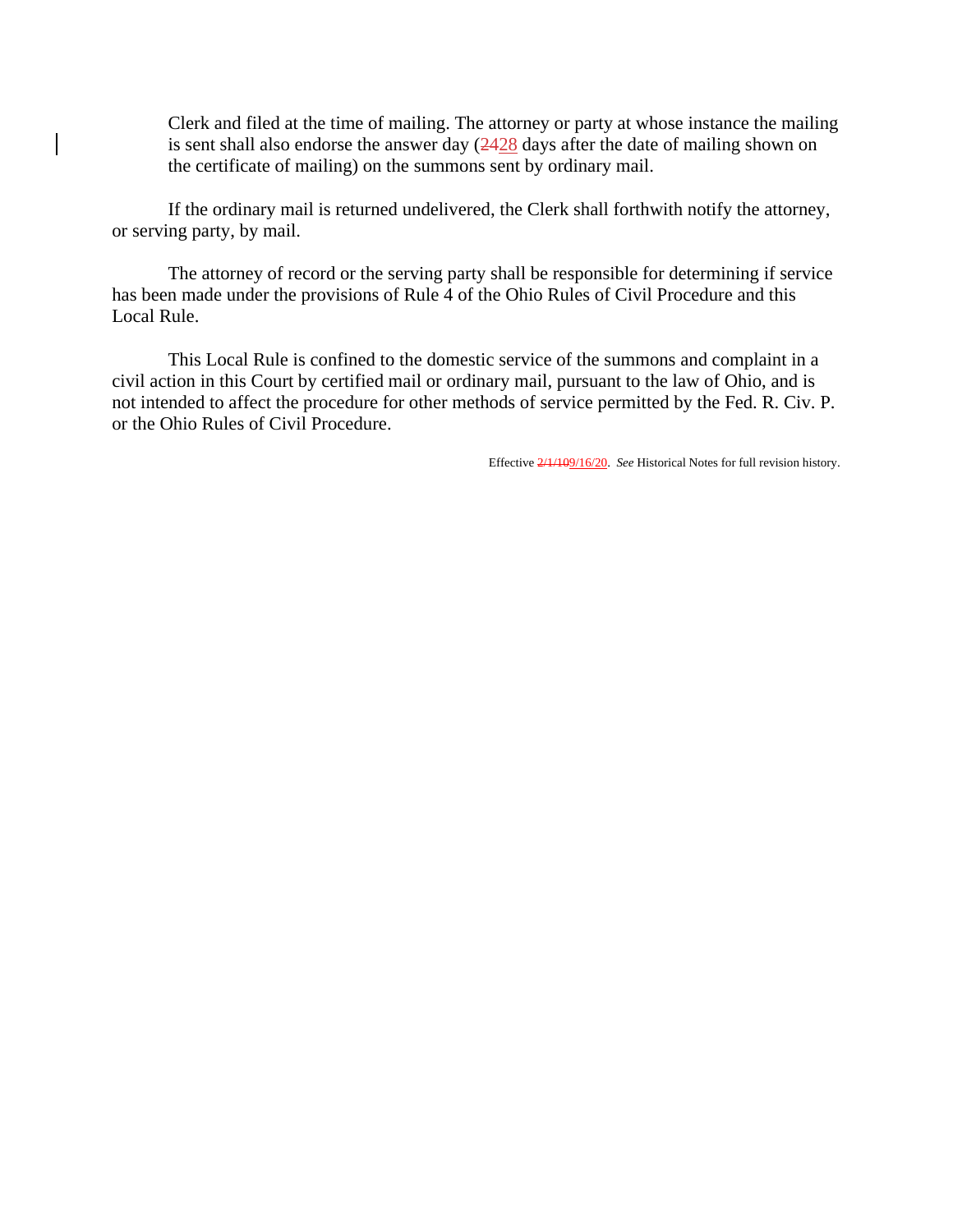Clerk and filed at the time of mailing. The attorney or party at whose instance the mailing is sent shall also endorse the answer day (~~24~~28 days after the date of mailing shown on the certificate of mailing) on the summons sent by ordinary mail.

If the ordinary mail is returned undelivered, the Clerk shall forthwith notify the attorney, or serving party, by mail.

The attorney of record or the serving party shall be responsible for determining if service has been made under the provisions of Rule 4 of the Ohio Rules of Civil Procedure and this Local Rule.

This Local Rule is confined to the domestic service of the summons and complaint in a civil action in this Court by certified mail or ordinary mail, pursuant to the law of Ohio, and is not intended to affect the procedure for other methods of service permitted by the Fed. R. Civ. P. or the Ohio Rules of Civil Procedure.

Effective ~~2/1/10~~9/16/20. *See* Historical Notes for full revision history.